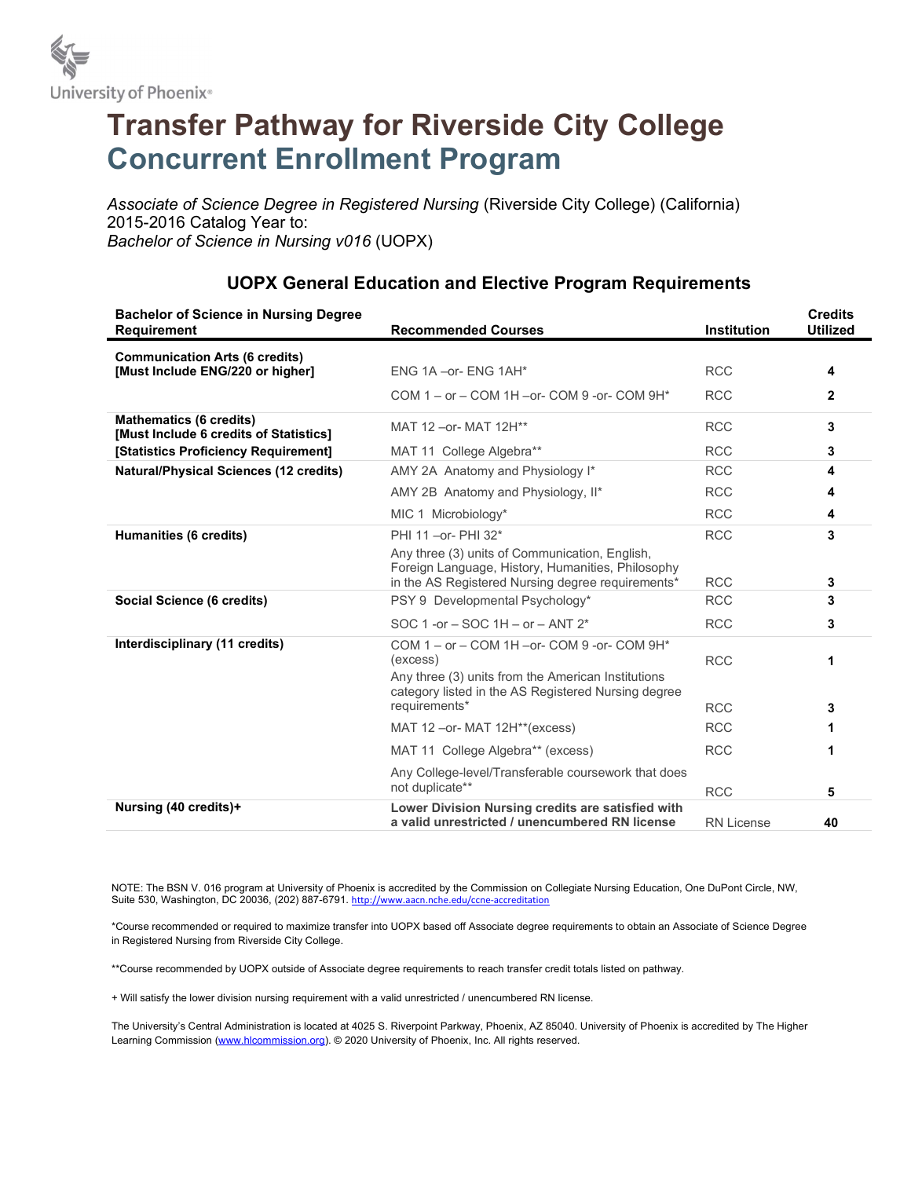University of Phoenix®

# Transfer Pathway for Riverside City College
## Concurrent Enrollment Program

*Associate of Science Degree in Registered Nursing* (Riverside City College) (California)
2015-2016 Catalog Year to:
*Bachelor of Science in Nursing v016* (UOPX)

### UOPX General Education and Elective Program Requirements

| Bachelor of Science in Nursing Degree Requirement | Recommended Courses | Institution | Credits Utilized |
|---|---|---|---|
| **Communication Arts (6 credits) [Must Include ENG/220 or higher]** | ENG 1A –or- ENG 1AH* | RCC | **4** |
| | COM 1 – or – COM 1H –or- COM 9 -or- COM 9H* | RCC | **2** |
| **Mathematics (6 credits) [Must Include 6 credits of Statistics]** | MAT 12 –or- MAT 12H** | RCC | **3** |
| **[Statistics Proficiency Requirement]** | MAT 11 College Algebra** | RCC | **3** |
| **Natural/Physical Sciences (12 credits)** | AMY 2A Anatomy and Physiology I* | RCC | **4** |
| | AMY 2B Anatomy and Physiology, II* | RCC | **4** |
| | MIC 1 Microbiology* | RCC | **4** |
| **Humanities (6 credits)** | PHI 11 –or- PHI 32* | RCC | **3** |
| | Any three (3) units of Communication, English, Foreign Language, History, Humanities, Philosophy in the AS Registered Nursing degree requirements* | RCC | **3** |
| **Social Science (6 credits)** | PSY 9 Developmental Psychology* | RCC | **3** |
| | SOC 1 -or – SOC 1H – or – ANT 2* | RCC | **3** |
| **Interdisciplinary (11 credits)** | COM 1 – or – COM 1H –or- COM 9 -or- COM 9H* (excess) | RCC | **1** |
| | Any three (3) units from the American Institutions category listed in the AS Registered Nursing degree requirements* | RCC | **3** |
| | MAT 12 –or- MAT 12H**(excess) | RCC | **1** |
| | MAT 11 College Algebra** (excess) | RCC | **1** |
| | Any College-level/Transferable coursework that does not duplicate** | RCC | **5** |
| **Nursing (40 credits)+** | **Lower Division Nursing credits are satisfied with a valid unrestricted / unencumbered RN license** | RN License | **40** |

NOTE: The BSN V. 016 program at University of Phoenix is accredited by the Commission on Collegiate Nursing Education, One DuPont Circle, NW, Suite 530, Washington, DC 20036, (202) 887-6791. http://www.aacn.nche.edu/ccne-accreditation

*Course recommended or required to maximize transfer into UOPX based off Associate degree requirements to obtain an Associate of Science Degree in Registered Nursing from Riverside City College.

**Course recommended by UOPX outside of Associate degree requirements to reach transfer credit totals listed on pathway.

+ Will satisfy the lower division nursing requirement with a valid unrestricted / unencumbered RN license.

The University's Central Administration is located at 4025 S. Riverpoint Parkway, Phoenix, AZ 85040. University of Phoenix is accredited by The Higher Learning Commission (www.hlcommission.org). © 2020 University of Phoenix, Inc. All rights reserved.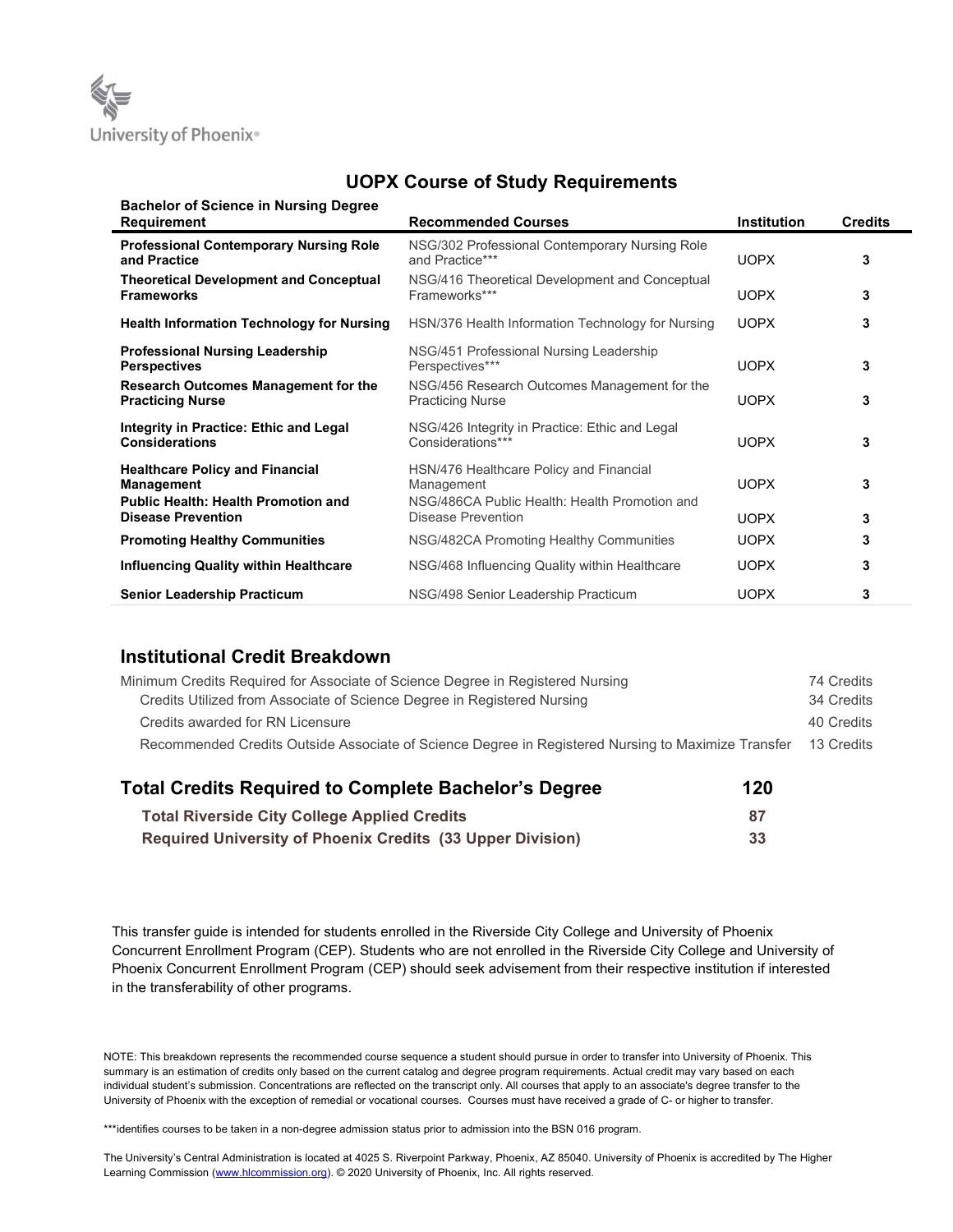University of Phoenix®

## UOPX Course of Study Requirements

| Bachelor of Science in Nursing Degree Requirement | Recommended Courses | Institution | Credits |
|---|---|---|---|
| **Professional Contemporary Nursing Role and Practice** | NSG/302 Professional Contemporary Nursing Role and Practice*** | UOPX | 3 |
| **Theoretical Development and Conceptual Frameworks** | NSG/416 Theoretical Development and Conceptual Frameworks*** | UOPX | 3 |
| **Health Information Technology for Nursing** | HSN/376 Health Information Technology for Nursing | UOPX | 3 |
| **Professional Nursing Leadership Perspectives** | NSG/451 Professional Nursing Leadership Perspectives*** | UOPX | 3 |
| **Research Outcomes Management for the Practicing Nurse** | NSG/456 Research Outcomes Management for the Practicing Nurse | UOPX | 3 |
| **Integrity in Practice: Ethic and Legal Considerations** | NSG/426 Integrity in Practice: Ethic and Legal Considerations*** | UOPX | 3 |
| **Healthcare Policy and Financial Management** | HSN/476 Healthcare Policy and Financial Management | UOPX | 3 |
| **Public Health: Health Promotion and Disease Prevention** | NSG/486CA Public Health: Health Promotion and Disease Prevention | UOPX | 3 |
| **Promoting Healthy Communities** | NSG/482CA Promoting Healthy Communities | UOPX | 3 |
| **Influencing Quality within Healthcare** | NSG/468 Influencing Quality within Healthcare | UOPX | 3 |
| **Senior Leadership Practicum** | NSG/498 Senior Leadership Practicum | UOPX | 3 |

### Institutional Credit Breakdown

| | |
|---|---|
| Minimum Credits Required for Associate of Science Degree in Registered Nursing | 74 Credits |
| Credits Utilized from Associate of Science Degree in Registered Nursing | 34 Credits |
| Credits awarded for RN Licensure | 40 Credits |
| Recommended Credits Outside Associate of Science Degree in Registered Nursing to Maximize Transfer | 13 Credits |

| | |
|---|---|
| **Total Credits Required to Complete Bachelor's Degree** | **120** |
| **Total Riverside City College Applied Credits** | **87** |
| **Required University of Phoenix Credits (33 Upper Division)** | **33** |

This transfer guide is intended for students enrolled in the Riverside City College and University of Phoenix Concurrent Enrollment Program (CEP). Students who are not enrolled in the Riverside City College and University of Phoenix Concurrent Enrollment Program (CEP) should seek advisement from their respective institution if interested in the transferability of other programs.

NOTE: This breakdown represents the recommended course sequence a student should pursue in order to transfer into University of Phoenix. This summary is an estimation of credits only based on the current catalog and degree program requirements. Actual credit may vary based on each individual student's submission. Concentrations are reflected on the transcript only. All courses that apply to an associate's degree transfer to the University of Phoenix with the exception of remedial or vocational courses. Courses must have received a grade of C- or higher to transfer.

***identifies courses to be taken in a non-degree admission status prior to admission into the BSN 016 program.

The University's Central Administration is located at 4025 S. Riverpoint Parkway, Phoenix, AZ 85040. University of Phoenix is accredited by The Higher Learning Commission (www.hlcommission.org). © 2020 University of Phoenix, Inc. All rights reserved.